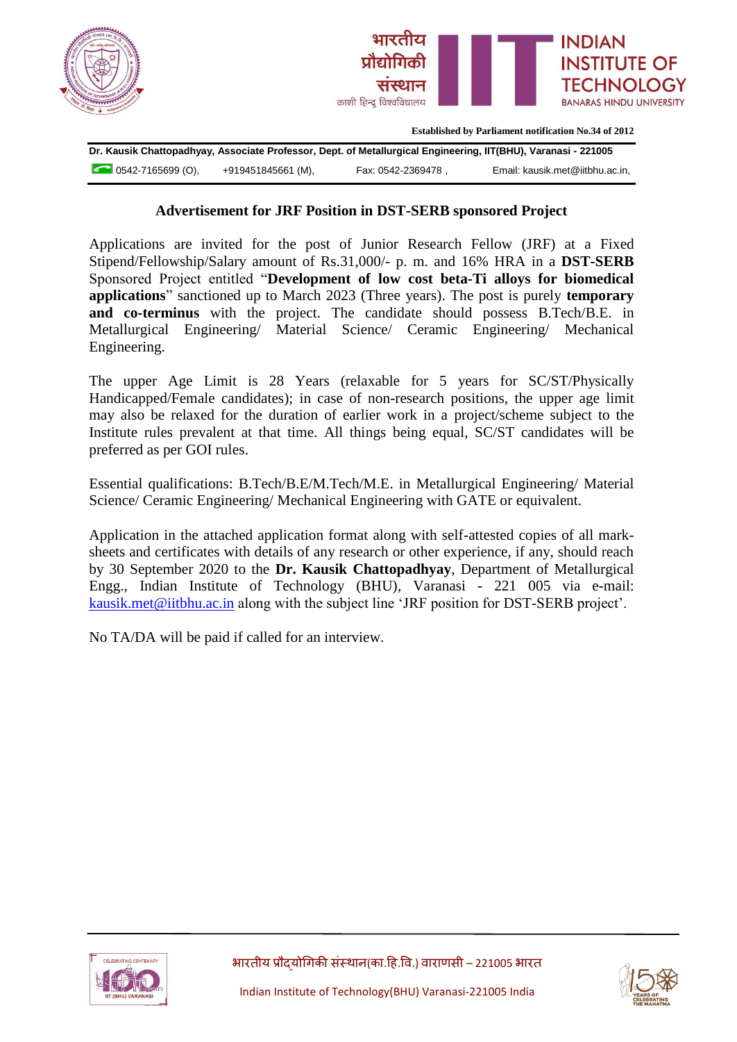भारतीय प्रौद्योगिकी संस्थान
काशी हिन्दू विश्वविद्यालय

INDIAN INSTITUTE OF TECHNOLOGY
BANARAS HINDU UNIVERSITY

**Established by Parliament notification No.34 of 2012**

**Dr. Kausik Chattopadhyay, Associate Professor, Dept. of Metallurgical Engineering, IIT(BHU), Varanasi - 221005**

0542-7165699 (O), +919451845661 (M), Fax: 0542-2369478 , Email: kausik.met@iitbhu.ac.in,

## Advertisement for JRF Position in DST-SERB sponsored Project

Applications are invited for the post of Junior Research Fellow (JRF) at a Fixed Stipend/Fellowship/Salary amount of Rs.31,000/- p. m. and 16% HRA in a **DST-SERB** Sponsored Project entitled "**Development of low cost beta-Ti alloys for biomedical applications**" sanctioned up to March 2023 (Three years). The post is purely **temporary and co-terminus** with the project. The candidate should possess B.Tech/B.E. in Metallurgical Engineering/ Material Science/ Ceramic Engineering/ Mechanical Engineering.

The upper Age Limit is 28 Years (relaxable for 5 years for SC/ST/Physically Handicapped/Female candidates); in case of non-research positions, the upper age limit may also be relaxed for the duration of earlier work in a project/scheme subject to the Institute rules prevalent at that time. All things being equal, SC/ST candidates will be preferred as per GOI rules.

Essential qualifications: B.Tech/B.E/M.Tech/M.E. in Metallurgical Engineering/ Material Science/ Ceramic Engineering/ Mechanical Engineering with GATE or equivalent.

Application in the attached application format along with self-attested copies of all mark-sheets and certificates with details of any research or other experience, if any, should reach by 30 September 2020 to the **Dr. Kausik Chattopadhyay**, Department of Metallurgical Engg., Indian Institute of Technology (BHU), Varanasi - 221 005 via e-mail: kausik.met@iitbhu.ac.in along with the subject line 'JRF position for DST-SERB project'.

No TA/DA will be paid if called for an interview.

भारतीय प्रौद्योगिकी संस्थान(का.हि.वि.) वाराणसी – 221005 भारत

Indian Institute of Technology(BHU) Varanasi-221005 India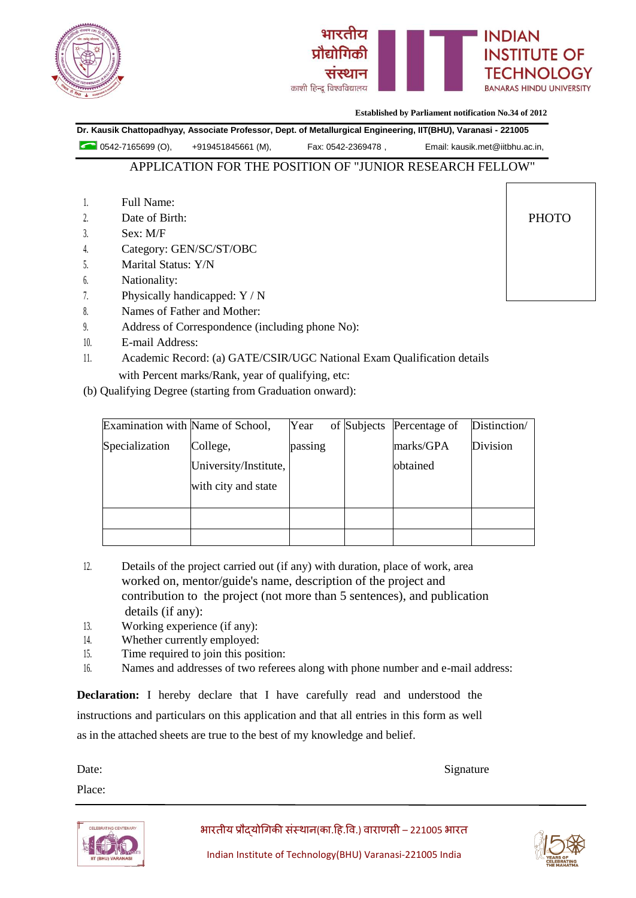भारतीय प्रौद्योगिकी संस्थान
काशी हिन्दू विश्वविद्यालय

INDIAN INSTITUTE OF TECHNOLOGY
BANARAS HINDU UNIVERSITY

**Established by Parliament notification No.34 of 2012**

**Dr. Kausik Chattopadhyay, Associate Professor, Dept. of Metallurgical Engineering, IIT(BHU), Varanasi - 221005**

0542-7165699 (O), +919451845661 (M), Fax: 0542-2369478 , Email: kausik.met@iitbhu.ac.in,

APPLICATION FOR THE POSITION OF "JUNIOR RESEARCH FELLOW"

PHOTO

1. Full Name:
2. Date of Birth:
3. Sex: M/F
4. Category: GEN/SC/ST/OBC
5. Marital Status: Y/N
6. Nationality:
7. Physically handicapped: Y / N
8. Names of Father and Mother:
9. Address of Correspondence (including phone No):
10. E-mail Address:
11. Academic Record: (a) GATE/CSIR/UGC National Exam Qualification details with Percent marks/Rank, year of qualifying, etc:

(b) Qualifying Degree (starting from Graduation onward):

| Examination with Specialization | Name of School, College, University/Institute, with city and state | Year of passing | Subjects | Percentage of marks/GPA obtained | Distinction/ Division |
|---|---|---|---|---|---|
| | | | | | |
| | | | | | |

12. Details of the project carried out (if any) with duration, place of work, area worked on, mentor/guide's name, description of the project and contribution to the project (not more than 5 sentences), and publication details (if any):
13. Working experience (if any):
14. Whether currently employed:
15. Time required to join this position:
16. Names and addresses of two referees along with phone number and e-mail address:

**Declaration:** I hereby declare that I have carefully read and understood the instructions and particulars on this application and that all entries in this form as well as in the attached sheets are true to the best of my knowledge and belief.

Date: Signature

Place:

भारतीय प्रौद्योगिकी संस्थान(का.हि.वि.) वाराणसी – 221005 भारत

Indian Institute of Technology(BHU) Varanasi-221005 India